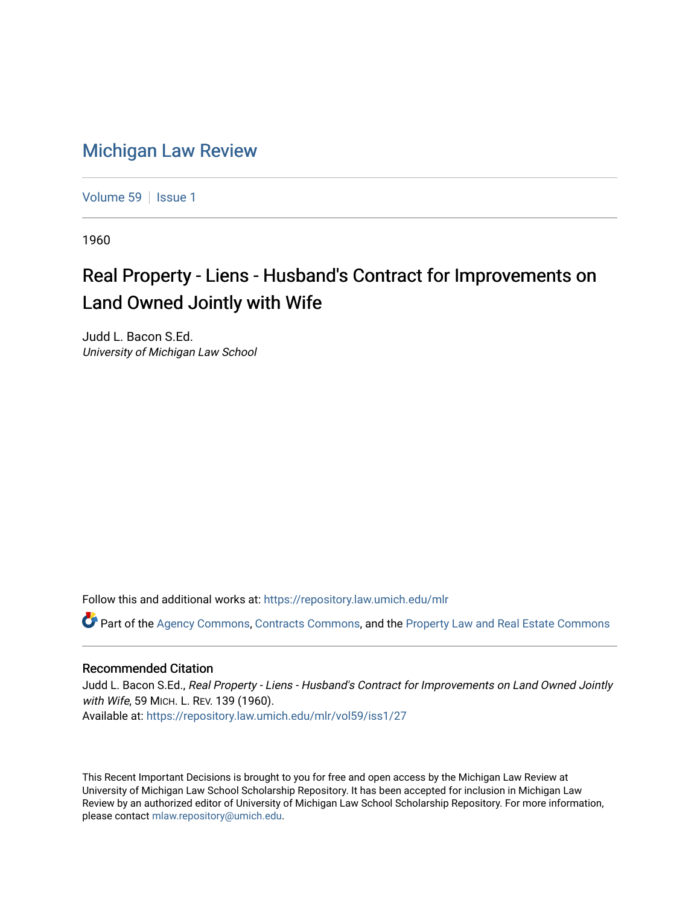# Michigan Law Review

Volume 59 | Issue 1

1960

## Real Property - Liens - Husband's Contract for Improvements on Land Owned Jointly with Wife

Judd L. Bacon S.Ed.
*University of Michigan Law School*

Follow this and additional works at: https://repository.law.umich.edu/mlr

Part of the Agency Commons, Contracts Commons, and the Property Law and Real Estate Commons

### Recommended Citation

Judd L. Bacon S.Ed., *Real Property - Liens - Husband's Contract for Improvements on Land Owned Jointly with Wife*, 59 MICH. L. REV. 139 (1960).
Available at: https://repository.law.umich.edu/mlr/vol59/iss1/27

This Recent Important Decisions is brought to you for free and open access by the Michigan Law Review at University of Michigan Law School Scholarship Repository. It has been accepted for inclusion in Michigan Law Review by an authorized editor of University of Michigan Law School Scholarship Repository. For more information, please contact mlaw.repository@umich.edu.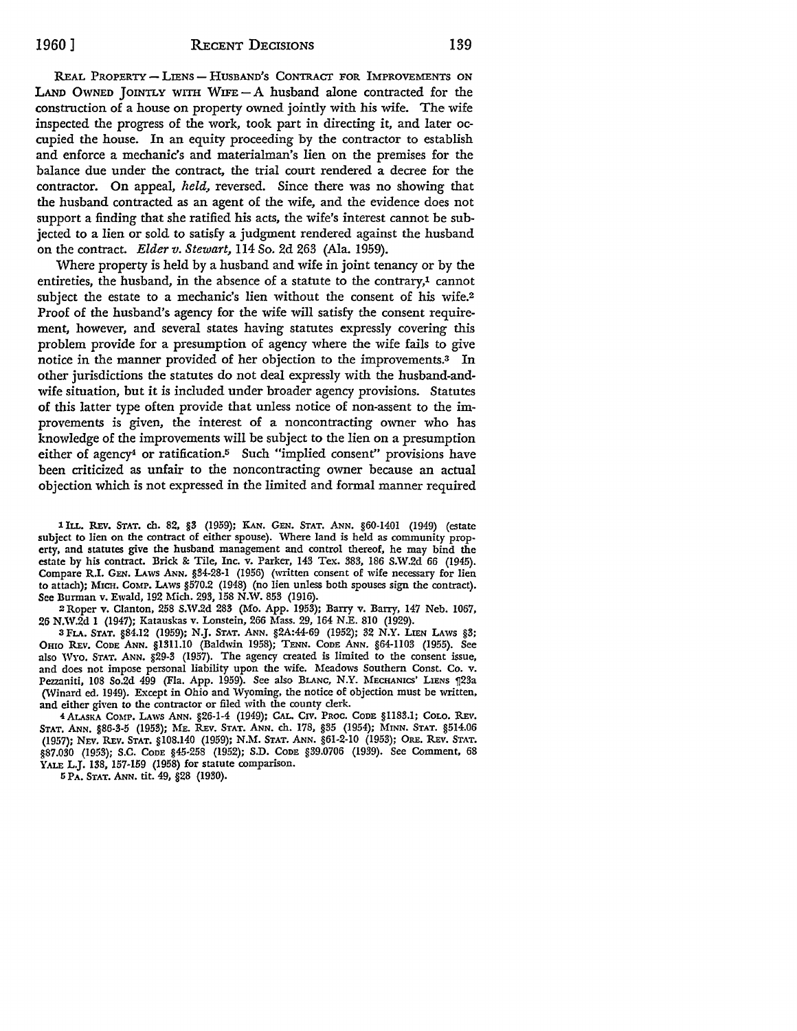REAL PROPERTY — LIENS — HUSBAND'S CONTRACT FOR IMPROVEMENTS ON LAND OWNED JOINTLY WITH WIFE — A husband alone contracted for the construction of a house on property owned jointly with his wife. The wife inspected the progress of the work, took part in directing it, and later occupied the house. In an equity proceeding by the contractor to establish and enforce a mechanic's and materialman's lien on the premises for the balance due under the contract, the trial court rendered a decree for the contractor. On appeal, *held*, reversed. Since there was no showing that the husband contracted as an agent of the wife, and the evidence does not support a finding that she ratified his acts, the wife's interest cannot be subjected to a lien or sold to satisfy a judgment rendered against the husband on the contract. *Elder v. Stewart*, 114 So. 2d 263 (Ala. 1959).

Where property is held by a husband and wife in joint tenancy or by the entireties, the husband, in the absence of a statute to the contrary,[1] cannot subject the estate to a mechanic's lien without the consent of his wife.[2] Proof of the husband's agency for the wife will satisfy the consent requirement, however, and several states having statutes expressly covering this problem provide for a presumption of agency where the wife fails to give notice in the manner provided of her objection to the improvements.[3] In other jurisdictions the statutes do not deal expressly with the husband-and-wife situation, but it is included under broader agency provisions. Statutes of this latter type often provide that unless notice of non-assent to the improvements is given, the interest of a noncontracting owner who has knowledge of the improvements will be subject to the lien on a presumption either of agency[4] or ratification.[5] Such "implied consent" provisions have been criticized as unfair to the noncontracting owner because an actual objection which is not expressed in the limited and formal manner required

---

[1] ILL. REV. STAT. ch. 82, §3 (1959); KAN. GEN. STAT. ANN. §60-1401 (1949) (estate subject to lien on the contract of either spouse). Where land is held as community property, and statutes give the husband management and control thereof, he may bind the estate by his contract. Brick & Tile, Inc. v. Parker, 143 Tex. 383, 186 S.W.2d 66 (1945). Compare R.I. GEN. LAWS ANN. §34-28-1 (1956) (written consent of wife necessary for lien to attach); MICH. COMP. LAWS §570.2 (1948) (no lien unless both spouses sign the contract). See Burman v. Ewald, 192 Mich. 293, 158 N.W. 853 (1916).

[2] Roper v. Clanton, 258 S.W.2d 283 (Mo. App. 1953); Barry v. Barry, 147 Neb. 1067, 26 N.W.2d 1 (1947); Katauskas v. Lonstein, 266 Mass. 29, 164 N.E. 810 (1929).

[3] FLA. STAT. §84.12 (1959); N.J. STAT. ANN. §2A:44-69 (1952); 32 N.Y. LIEN LAWS §3; OHIO REV. CODE ANN. §1311.10 (Baldwin 1958); TENN. CODE ANN. §64-1103 (1955). See also WYO. STAT. ANN. §29-3 (1957). The agency created is limited to the consent issue, and does not impose personal liability upon the wife. Meadows Southern Const. Co. v. Pezzaniti, 108 So.2d 499 (Fla. App. 1959). See also BLANC, N.Y. MECHANICS' LIENS ¶23a (Winard ed. 1949). Except in Ohio and Wyoming, the notice of objection must be written, and either given to the contractor or filed with the county clerk.

[4] ALASKA COMP. LAWS ANN. §26-1-4 (1949); CAL. CIV. PROC. CODE §1183.1; COLO. REV. STAT. ANN. §86-3-5 (1953); ME. REV. STAT. ANN. ch. 178, §35 (1954); MINN. STAT. §514.06 (1957); NEV. REV. STAT. §108.140 (1959); N.M. STAT. ANN. §61-2-10 (1953); ORE. REV. STAT. §87.030 (1953); S.C. CODE §45-258 (1952); S.D. CODE §39.0706 (1939). See Comment, 68 YALE L.J. 138, 157-159 (1958) for statute comparison.

[5] PA. STAT. ANN. tit. 49, §28 (1930).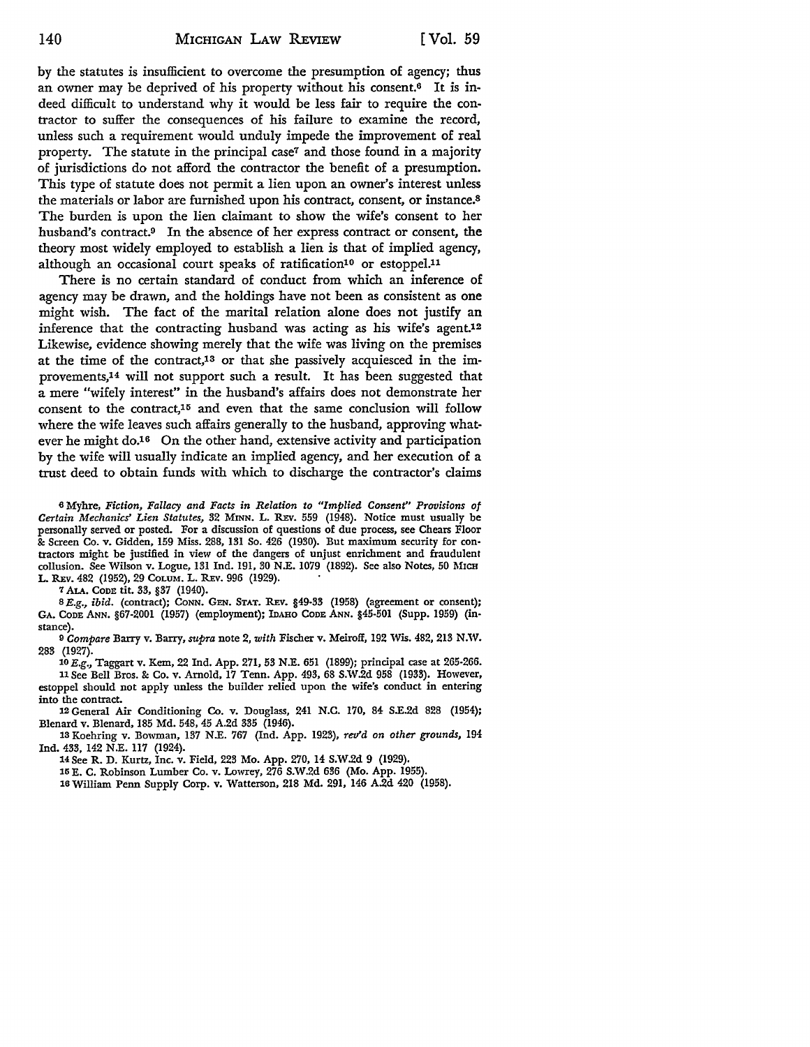by the statutes is insufficient to overcome the presumption of agency; thus an owner may be deprived of his property without his consent.[6] It is indeed difficult to understand why it would be less fair to require the contractor to suffer the consequences of his failure to examine the record, unless such a requirement would unduly impede the improvement of real property. The statute in the principal case[7] and those found in a majority of jurisdictions do not afford the contractor the benefit of a presumption. This type of statute does not permit a lien upon an owner's interest unless the materials or labor are furnished upon his contract, consent, or instance.[8] The burden is upon the lien claimant to show the wife's consent to her husband's contract.[9] In the absence of her express contract or consent, the theory most widely employed to establish a lien is that of implied agency, although an occasional court speaks of ratification[10] or estoppel.[11]

There is no certain standard of conduct from which an inference of agency may be drawn, and the holdings have not been as consistent as one might wish. The fact of the marital relation alone does not justify an inference that the contracting husband was acting as his wife's agent.[12] Likewise, evidence showing merely that the wife was living on the premises at the time of the contract,[13] or that she passively acquiesced in the improvements,[14] will not support such a result. It has been suggested that a mere "wifely interest" in the husband's affairs does not demonstrate her consent to the contract,[15] and even that the same conclusion will follow where the wife leaves such affairs generally to the husband, approving whatever he might do.[16] On the other hand, extensive activity and participation by the wife will usually indicate an implied agency, and her execution of a trust deed to obtain funds with which to discharge the contractor's claims

---

[6] Myhre, *Fiction, Fallacy and Facts in Relation to "Implied Consent" Provisions of Certain Mechanics' Lien Statutes*, 32 MINN. L. REV. 559 (1948). Notice must usually be personally served or posted. For a discussion of questions of due process, see Chears Floor & Screen Co. v. Gidden, 159 Miss. 288, 131 So. 426 (1930). But maximum security for contractors might be justified in view of the dangers of unjust enrichment and fraudulent collusion. See Wilson v. Logue, 131 Ind. 191, 30 N.E. 1079 (1892). See also Notes, 50 MICH L. REV. 482 (1952), 29 COLUM. L. REV. 996 (1929).

[7] ALA. CODE tit. 33, §37 (1940).

[8] *E.g., ibid.* (contract); CONN. GEN. STAT. REV. §49-33 (1958) (agreement or consent); GA. CODE ANN. §67-2001 (1957) (employment); IDAHO CODE ANN. §45-501 (Supp. 1959) (instance).

[9] *Compare* Barry v. Barry, *supra* note 2, *with* Fischer v. Meiroff, 192 Wis. 482, 213 N.W. 283 (1927).

[10] *E.g.*, Taggart v. Kem, 22 Ind. App. 271, 53 N.E. 651 (1899); principal case at 265-266.

[11] See Bell Bros. & Co. v. Arnold, 17 Tenn. App. 493, 68 S.W.2d 958 (1933). However, estoppel should not apply unless the builder relied upon the wife's conduct in entering into the contract.

[12] General Air Conditioning Co. v. Douglass, 241 N.C. 170, 84 S.E.2d 828 (1954); Blenard v. Blenard, 185 Md. 548, 45 A.2d 335 (1946).

[13] Koehring v. Bowman, 137 N.E. 767 (Ind. App. 1923), *rev'd on other grounds*, 194 Ind. 433, 142 N.E. 117 (1924).

[14] See R. D. Kurtz, Inc. v. Field, 223 Mo. App. 270, 14 S.W.2d 9 (1929).

[15] E. C. Robinson Lumber Co. v. Lowrey, 276 S.W.2d 636 (Mo. App. 1955).

[16] William Penn Supply Corp. v. Watterson, 218 Md. 291, 146 A.2d 420 (1958).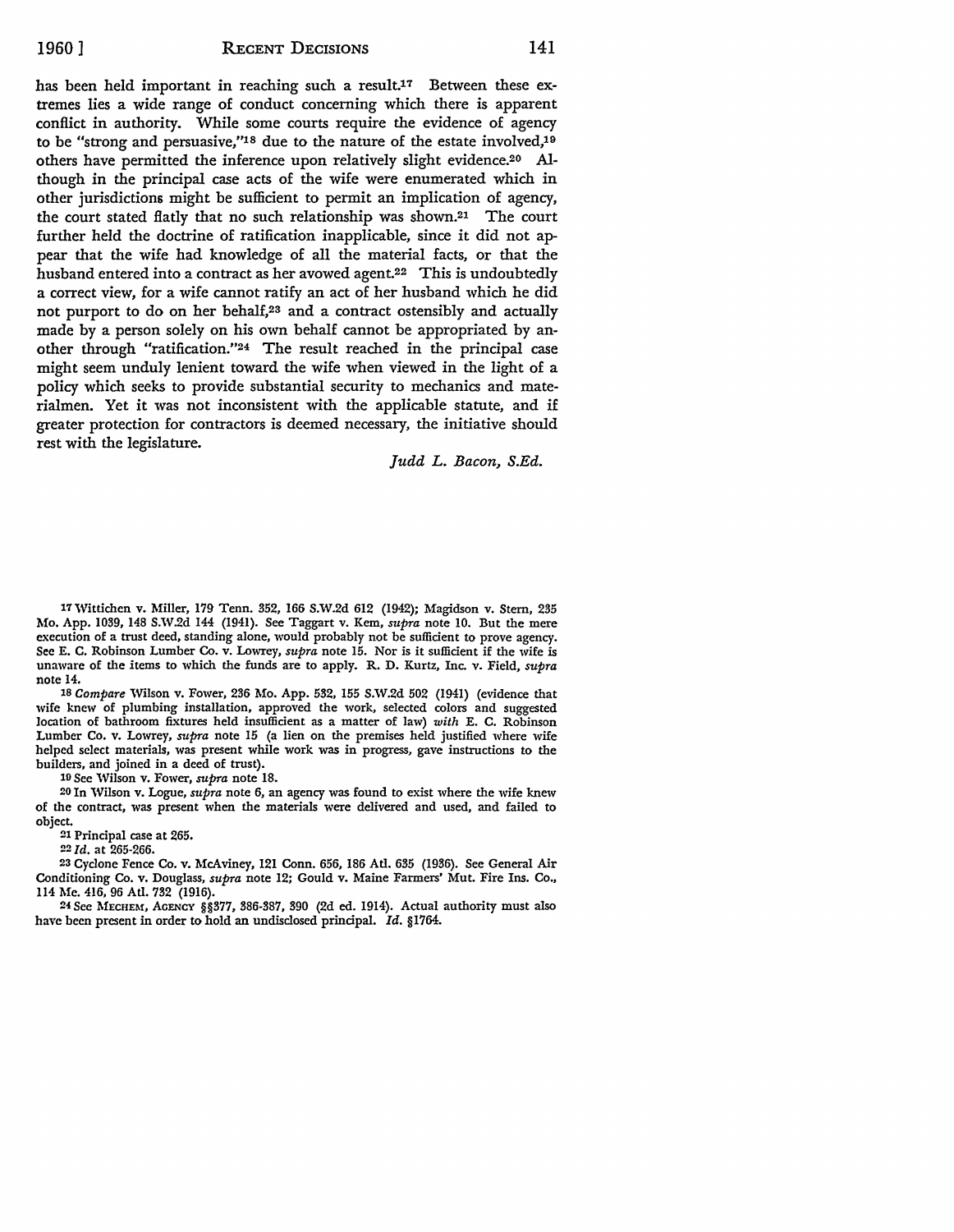has been held important in reaching such a result.[17] Between these extremes lies a wide range of conduct concerning which there is apparent conflict in authority. While some courts require the evidence of agency to be "strong and persuasive,"[18] due to the nature of the estate involved,[19] others have permitted the inference upon relatively slight evidence.[20] Although in the principal case acts of the wife were enumerated which in other jurisdictions might be sufficient to permit an implication of agency, the court stated flatly that no such relationship was shown.[21] The court further held the doctrine of ratification inapplicable, since it did not appear that the wife had knowledge of all the material facts, or that the husband entered into a contract as her avowed agent.[22] This is undoubtedly a correct view, for a wife cannot ratify an act of her husband which he did not purport to do on her behalf,[23] and a contract ostensibly and actually made by a person solely on his own behalf cannot be appropriated by another through "ratification."[24] The result reached in the principal case might seem unduly lenient toward the wife when viewed in the light of a policy which seeks to provide substantial security to mechanics and materialmen. Yet it was not inconsistent with the applicable statute, and if greater protection for contractors is deemed necessary, the initiative should rest with the legislature.

*Judd L. Bacon, S.Ed.*

---

[17] Wittichen v. Miller, 179 Tenn. 352, 166 S.W.2d 612 (1942); Magidson v. Stern, 235 Mo. App. 1039, 148 S.W.2d 144 (1941). See Taggart v. Kem, *supra* note 10. But the mere execution of a trust deed, standing alone, would probably not be sufficient to prove agency. See E. C. Robinson Lumber Co. v. Lowrey, *supra* note 15. Nor is it sufficient if the wife is unaware of the items to which the funds are to apply. R. D. Kurtz, Inc. v. Field, *supra* note 14.

[18] *Compare* Wilson v. Fower, 236 Mo. App. 532, 155 S.W.2d 502 (1941) (evidence that wife knew of plumbing installation, approved the work, selected colors and suggested location of bathroom fixtures held insufficient as a matter of law) *with* E. C. Robinson Lumber Co. v. Lowrey, *supra* note 15 (a lien on the premises held justified where wife helped select materials, was present while work was in progress, gave instructions to the builders, and joined in a deed of trust).

[19] See Wilson v. Fower, *supra* note 18.

[20] In Wilson v. Logue, *supra* note 6, an agency was found to exist where the wife knew of the contract, was present when the materials were delivered and used, and failed to object.

[21] Principal case at 265.

[22] *Id.* at 265-266.

[23] Cyclone Fence Co. v. McAviney, 121 Conn. 656, 186 Atl. 635 (1936). See General Air Conditioning Co. v. Douglass, *supra* note 12; Gould v. Maine Farmers' Mut. Fire Ins. Co., 114 Me. 416, 96 Atl. 732 (1916).

[24] See MECHEM, AGENCY §§377, 386-387, 390 (2d ed. 1914). Actual authority must also have been present in order to hold an undisclosed principal. *Id.* §1764.